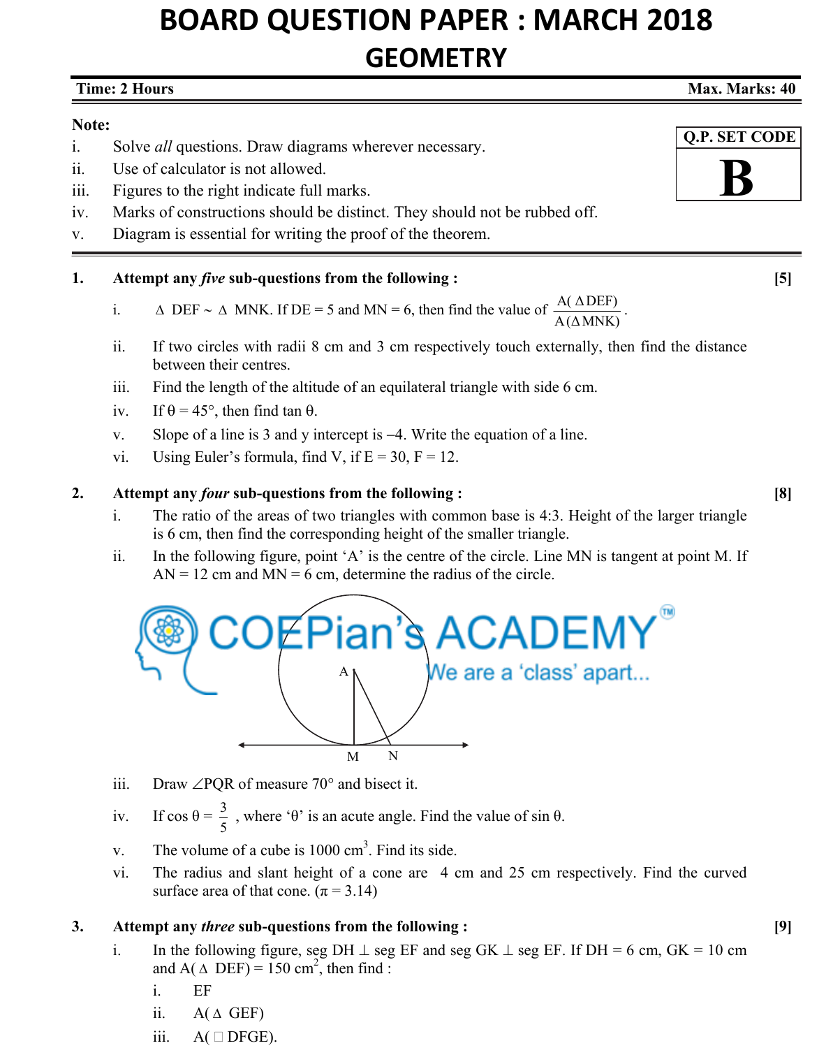# BOARD QUESTION PAPER : MARCH 2018

## GEOMETRY

**Time: 2 Hours** **Max. Marks: 40**

**Note:**

i. Solve *all* questions. Draw diagrams wherever necessary.
ii. Use of calculator is not allowed.
iii. Figures to the right indicate full marks.
iv. Marks of constructions should be distinct. They should not be rubbed off.
v. Diagram is essential for writing the proof of the theorem.

| Q.P. SET CODE |
|---|
| **B** |

**1. Attempt any *five* sub-questions from the following : [5]**

i. $\Delta$ DEF ~ $\Delta$ MNK. If DE = 5 and MN = 6, then find the value of $\dfrac{A(\Delta DEF)}{A(\Delta MNK)}$.

ii. If two circles with radii 8 cm and 3 cm respectively touch externally, then find the distance between their centres.

iii. Find the length of the altitude of an equilateral triangle with side 6 cm.

iv. If $\theta = 45°$, then find tan $\theta$.

v. Slope of a line is 3 and y intercept is –4. Write the equation of a line.

vi. Using Euler's formula, find V, if E = 30, F = 12.

**2. Attempt any *four* sub-questions from the following : [8]**

i. The ratio of the areas of two triangles with common base is 4:3. Height of the larger triangle is 6 cm, then find the corresponding height of the smaller triangle.

ii. In the following figure, point 'A' is the centre of the circle. Line MN is tangent at point M. If AN = 12 cm and MN = 6 cm, determine the radius of the circle.

iii. Draw $\angle$PQR of measure 70° and bisect it.

iv. If $\cos\theta = \dfrac{3}{5}$, where '$\theta$' is an acute angle. Find the value of sin $\theta$.

v. The volume of a cube is 1000 cm$^3$. Find its side.

vi. The radius and slant height of a cone are 4 cm and 25 cm respectively. Find the curved surface area of that cone. ($\pi = 3.14$)

**3. Attempt any *three* sub-questions from the following : [9]**

i. In the following figure, seg DH $\perp$ seg EF and seg GK $\perp$ seg EF. If DH = 6 cm, GK = 10 cm and A($\Delta$ DEF) = 150 cm$^2$, then find :

   i. EF
   ii. A($\Delta$ GEF)
   iii. A($\square$ DFGE).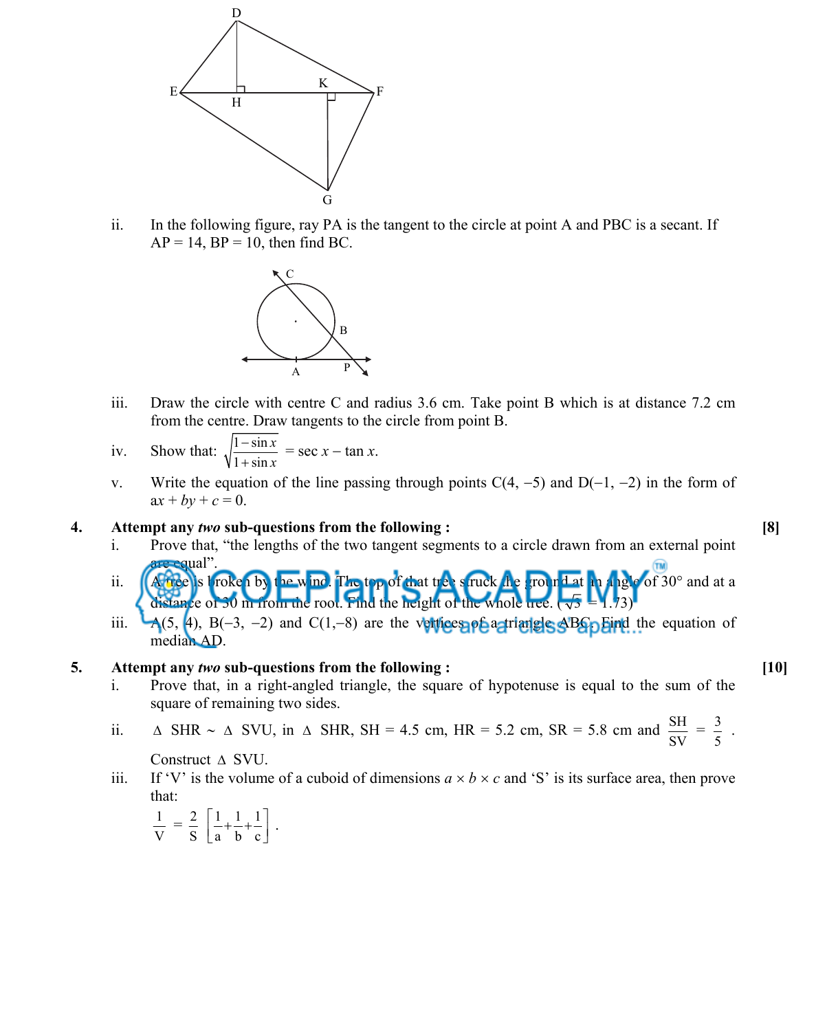D

E H K F

G

ii. In the following figure, ray PA is the tangent to the circle at point A and PBC is a secant. If AP = 14, BP = 10, then find BC.

C

B

A P

iii. Draw the circle with centre C and radius 3.6 cm. Take point B which is at distance 7.2 cm from the centre. Draw tangents to the circle from point B.

iv. Show that: $\sqrt{\dfrac{1-\sin x}{1+\sin x}} = \sec x - \tan x$.

v. Write the equation of the line passing through points C(4, −5) and D(−1, −2) in the form of $ax + by + c = 0$.

**4. Attempt any *two* sub-questions from the following : [8]**

i. Prove that, "the lengths of the two tangent segments to a circle drawn from an external point are equal".

ii. A tree is broken by the wind. The top of that tree struck the ground at an angle of 30° and at a distance of 30 m from the root. Find the height of the whole tree. ($\sqrt{3} = 1.73$)

iii. A(5, 4), B(−3, −2) and C(1,−8) are the vertices of a triangle ABC. Find the equation of median AD.

**5. Attempt any *two* sub-questions from the following : [10]**

i. Prove that, in a right-angled triangle, the square of hypotenuse is equal to the sum of the square of remaining two sides.

ii. $\Delta$ SHR ~ $\Delta$ SVU, in $\Delta$ SHR, SH = 4.5 cm, HR = 5.2 cm, SR = 5.8 cm and $\dfrac{SH}{SV} = \dfrac{3}{5}$.

Construct $\Delta$ SVU.

iii. If 'V' is the volume of a cuboid of dimensions $a \times b \times c$ and 'S' is its surface area, then prove that:

$$\frac{1}{V} = \frac{2}{S}\left[\frac{1}{a}+\frac{1}{b}+\frac{1}{c}\right].$$